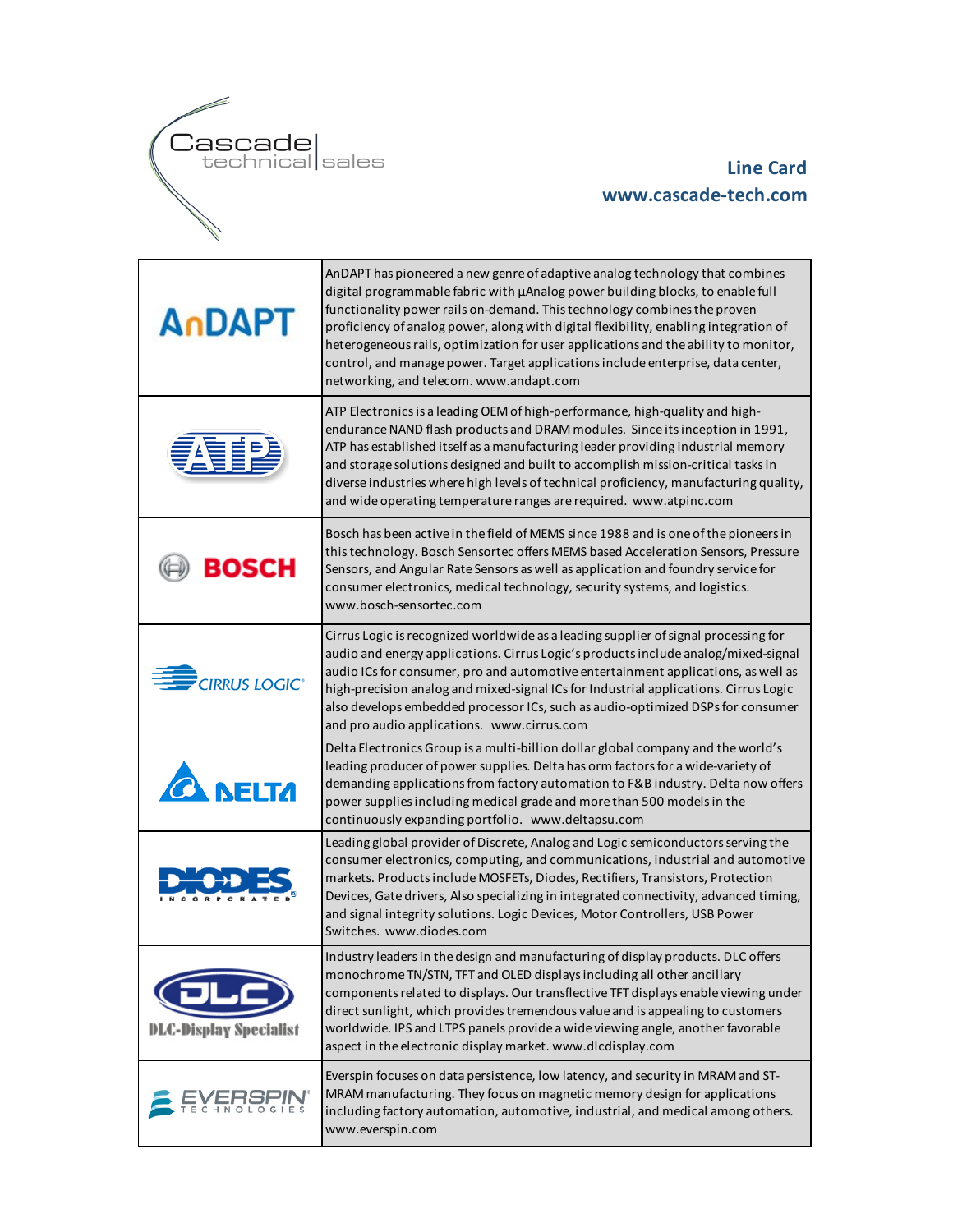Cascade technical sales

**Line Card**
**www.cascade-tech.com**

| Company | Description |
|---|---|
| AnDAPT | AnDAPT has pioneered a new genre of adaptive analog technology that combines digital programmable fabric with µAnalog power building blocks, to enable full functionality power rails on-demand. This technology combines the proven proficiency of analog power, along with digital flexibility, enabling integration of heterogeneous rails, optimization for user applications and the ability to monitor, control, and manage power. Target applications include enterprise, data center, networking, and telecom. www.andapt.com |
| ATP | ATP Electronics is a leading OEM of high-performance, high-quality and high-endurance NAND flash products and DRAM modules. Since its inception in 1991, ATP has established itself as a manufacturing leader providing industrial memory and storage solutions designed and built to accomplish mission-critical tasks in diverse industries where high levels of technical proficiency, manufacturing quality, and wide operating temperature ranges are required. www.atpinc.com |
| BOSCH | Bosch has been active in the field of MEMS since 1988 and is one of the pioneers in this technology. Bosch Sensortec offers MEMS based Acceleration Sensors, Pressure Sensors, and Angular Rate Sensors as well as application and foundry service for consumer electronics, medical technology, security systems, and logistics. www.bosch-sensortec.com |
| CIRRUS LOGIC | Cirrus Logic is recognized worldwide as a leading supplier of signal processing for audio and energy applications. Cirrus Logic's products include analog/mixed-signal audio ICs for consumer, pro and automotive entertainment applications, as well as high-precision analog and mixed-signal ICs for Industrial applications. Cirrus Logic also develops embedded processor ICs, such as audio-optimized DSPs for consumer and pro audio applications. www.cirrus.com |
| DELTA | Delta Electronics Group is a multi-billion dollar global company and the world's leading producer of power supplies. Delta has orm factors for a wide-variety of demanding applications from factory automation to F&B industry. Delta now offers power supplies including medical grade and more than 500 models in the continuously expanding portfolio. www.deltapsu.com |
| DIODES INCORPORATED | Leading global provider of Discrete, Analog and Logic semiconductors serving the consumer electronics, computing, and communications, industrial and automotive markets. Products include MOSFETs, Diodes, Rectifiers, Transistors, Protection Devices, Gate drivers, Also specializing in integrated connectivity, advanced timing, and signal integrity solutions. Logic Devices, Motor Controllers, USB Power Switches. www.diodes.com |
| DLC-Display Specialist | Industry leaders in the design and manufacturing of display products. DLC offers monochrome TN/STN, TFT and OLED displays including all other ancillary components related to displays. Our transflective TFT displays enable viewing under direct sunlight, which provides tremendous value and is appealing to customers worldwide. IPS and LTPS panels provide a wide viewing angle, another favorable aspect in the electronic display market. www.dlcdisplay.com |
| EVERSPIN TECHNOLOGIES | Everspin focuses on data persistence, low latency, and security in MRAM and ST-MRAM manufacturing. They focus on magnetic memory design for applications including factory automation, automotive, industrial, and medical among others. www.everspin.com |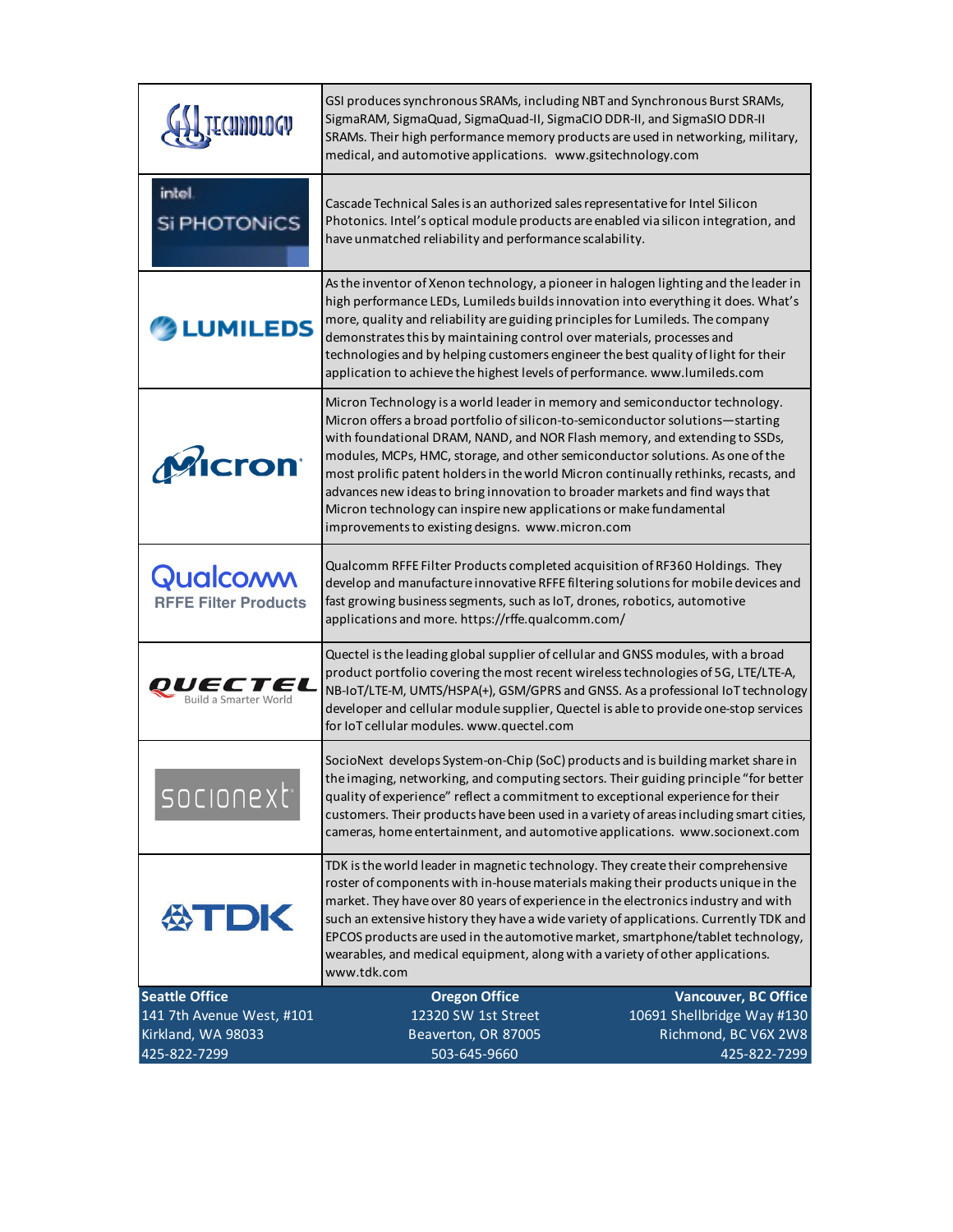| | |
|---|---|
| GSI Technology | GSI produces synchronous SRAMs, including NBT and Synchronous Burst SRAMs, SigmaRAM, SigmaQuad, SigmaQuad-II, SigmaCIO DDR-II, and SigmaSIO DDR-II SRAMs. Their high performance memory products are used in networking, military, medical, and automotive applications. www.gsitechnology.com |
| intel Si PHOTONiCS | Cascade Technical Sales is an authorized sales representative for Intel Silicon Photonics. Intel's optical module products are enabled via silicon integration, and have unmatched reliability and performance scalability. |
| LUMILEDS | As the inventor of Xenon technology, a pioneer in halogen lighting and the leader in high performance LEDs, Lumileds builds innovation into everything it does. What's more, quality and reliability are guiding principles for Lumileds. The company demonstrates this by maintaining control over materials, processes and technologies and by helping customers engineer the best quality of light for their application to achieve the highest levels of performance. www.lumileds.com |
| Micron | Micron Technology is a world leader in memory and semiconductor technology. Micron offers a broad portfolio of silicon-to-semiconductor solutions—starting with foundational DRAM, NAND, and NOR Flash memory, and extending to SSDs, modules, MCPs, HMC, storage, and other semiconductor solutions. As one of the most prolific patent holders in the world Micron continually rethinks, recasts, and advances new ideas to bring innovation to broader markets and find ways that Micron technology can inspire new applications or make fundamental improvements to existing designs. www.micron.com |
| Qualcomm RFFE Filter Products | Qualcomm RFFE Filter Products completed acquisition of RF360 Holdings. They develop and manufacture innovative RFFE filtering solutions for mobile devices and fast growing business segments, such as IoT, drones, robotics, automotive applications and more. https://rffe.qualcomm.com/ |
| QUECTEL Build a Smarter World | Quectel is the leading global supplier of cellular and GNSS modules, with a broad product portfolio covering the most recent wireless technologies of 5G, LTE/LTE-A, NB-IoT/LTE-M, UMTS/HSPA(+), GSM/GPRS and GNSS. As a professional IoT technology developer and cellular module supplier, Quectel is able to provide one-stop services for IoT cellular modules. www.quectel.com |
| socionext | SocioNext develops System-on-Chip (SoC) products and is building market share in the imaging, networking, and computing sectors. Their guiding principle "for better quality of experience" reflect a commitment to exceptional experience for their customers. Their products have been used in a variety of areas including smart cities, cameras, home entertainment, and automotive applications. www.socionext.com |
| TDK | TDK is the world leader in magnetic technology. They create their comprehensive roster of components with in-house materials making their products unique in the market. They have over 80 years of experience in the electronics industry and with such an extensive history they have a wide variety of applications. Currently TDK and EPCOS products are used in the automotive market, smartphone/tablet technology, wearables, and medical equipment, along with a variety of other applications. www.tdk.com |

| Seattle Office | Oregon Office | Vancouver, BC Office |
|---|---|---|
| 141 7th Avenue West, #101 | 12320 SW 1st Street | 10691 Shellbridge Way #130 |
| Kirkland, WA 98033 | Beaverton, OR 87005 | Richmond, BC V6X 2W8 |
| 425-822-7299 | 503-645-9660 | 425-822-7299 |